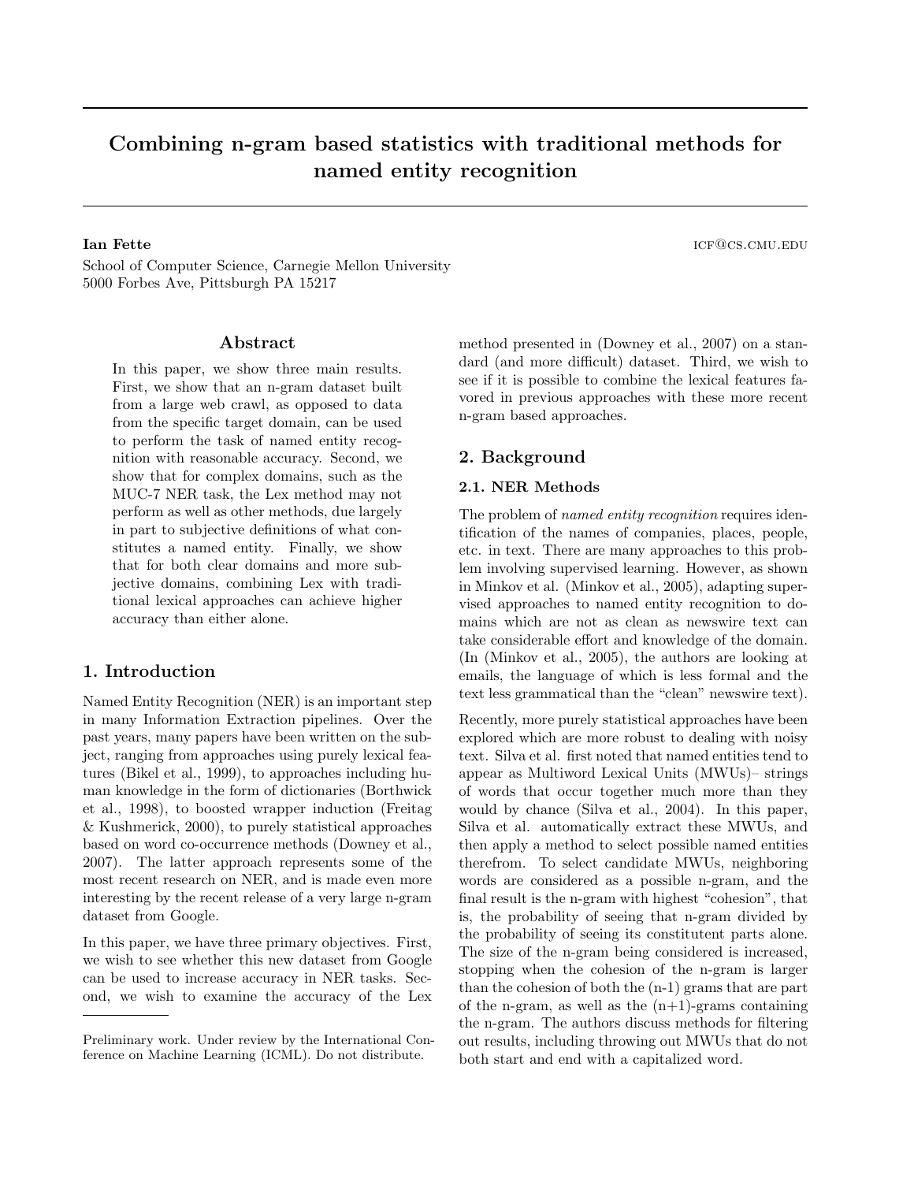# Combining n-gram based statistics with traditional methods for named entity recognition

**Ian Fette** ICF@CS.CMU.EDU
School of Computer Science, Carnegie Mellon University
5000 Forbes Ave, Pittsburgh PA 15217

## Abstract

In this paper, we show three main results. First, we show that an n-gram dataset built from a large web crawl, as opposed to data from the specific target domain, can be used to perform the task of named entity recognition with reasonable accuracy. Second, we show that for complex domains, such as the MUC-7 NER task, the Lex method may not perform as well as other methods, due largely in part to subjective definitions of what constitutes a named entity. Finally, we show that for both clear domains and more subjective domains, combining Lex with traditional lexical approaches can achieve higher accuracy than either alone.

## 1. Introduction

Named Entity Recognition (NER) is an important step in many Information Extraction pipelines. Over the past years, many papers have been written on the subject, ranging from approaches using purely lexical features (Bikel et al., 1999), to approaches including human knowledge in the form of dictionaries (Borthwick et al., 1998), to boosted wrapper induction (Freitag & Kushmerick, 2000), to purely statistical approaches based on word co-occurrence methods (Downey et al., 2007). The latter approach represents some of the most recent research on NER, and is made even more interesting by the recent release of a very large n-gram dataset from Google.

In this paper, we have three primary objectives. First, we wish to see whether this new dataset from Google can be used to increase accuracy in NER tasks. Second, we wish to examine the accuracy of the Lex method presented in (Downey et al., 2007) on a standard (and more difficult) dataset. Third, we wish to see if it is possible to combine the lexical features favored in previous approaches with these more recent n-gram based approaches.

Preliminary work. Under review by the International Conference on Machine Learning (ICML). Do not distribute.

## 2. Background

### 2.1. NER Methods

The problem of *named entity recognition* requires identification of the names of companies, places, people, etc. in text. There are many approaches to this problem involving supervised learning. However, as shown in Minkov et al. (Minkov et al., 2005), adapting supervised approaches to named entity recognition to domains which are not as clean as newswire text can take considerable effort and knowledge of the domain. (In (Minkov et al., 2005), the authors are looking at emails, the language of which is less formal and the text less grammatical than the "clean" newswire text).

Recently, more purely statistical approaches have been explored which are more robust to dealing with noisy text. Silva et al. first noted that named entities tend to appear as Multiword Lexical Units (MWUs)– strings of words that occur together much more than they would by chance (Silva et al., 2004). In this paper, Silva et al. automatically extract these MWUs, and then apply a method to select possible named entities therefrom. To select candidate MWUs, neighboring words are considered as a possible n-gram, and the final result is the n-gram with highest "cohesion", that is, the probability of seeing that n-gram divided by the probability of seeing its constitutent parts alone. The size of the n-gram being considered is increased, stopping when the cohesion of the n-gram is larger than the cohesion of both the (n-1) grams that are part of the n-gram, as well as the (n+1)-grams containing the n-gram. The authors discuss methods for filtering out results, including throwing out MWUs that do not both start and end with a capitalized word.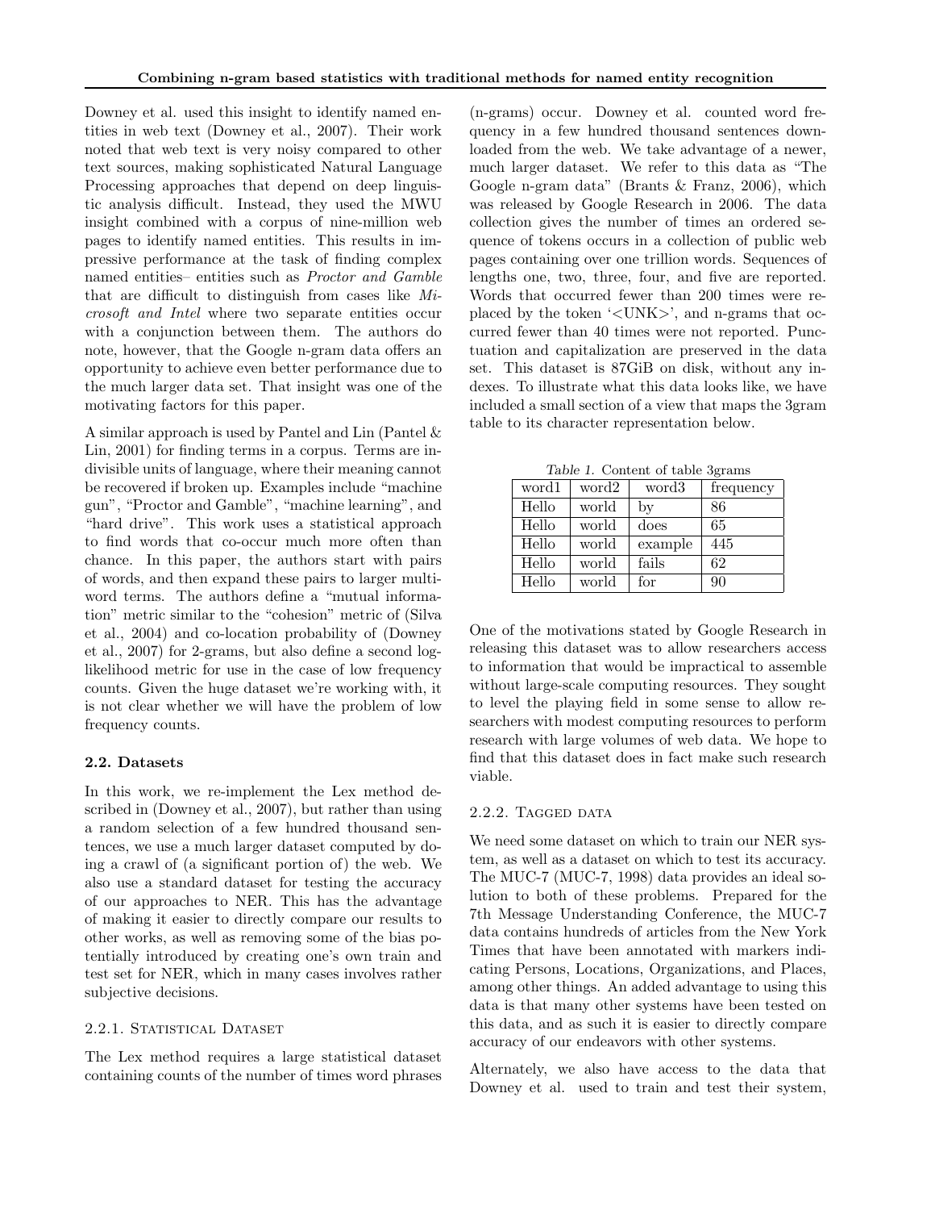Downey et al. used this insight to identify named entities in web text (Downey et al., 2007). Their work noted that web text is very noisy compared to other text sources, making sophisticated Natural Language Processing approaches that depend on deep linguistic analysis difficult. Instead, they used the MWU insight combined with a corpus of nine-million web pages to identify named entities. This results in impressive performance at the task of finding complex named entities– entities such as *Proctor and Gamble* that are difficult to distinguish from cases like *Microsoft and Intel* where two separate entities occur with a conjunction between them. The authors do note, however, that the Google n-gram data offers an opportunity to achieve even better performance due to the much larger data set. That insight was one of the motivating factors for this paper.

A similar approach is used by Pantel and Lin (Pantel & Lin, 2001) for finding terms in a corpus. Terms are indivisible units of language, where their meaning cannot be recovered if broken up. Examples include "machine gun", "Proctor and Gamble", "machine learning", and "hard drive". This work uses a statistical approach to find words that co-occur much more often than chance. In this paper, the authors start with pairs of words, and then expand these pairs to larger multi-word terms. The authors define a "mutual information" metric similar to the "cohesion" metric of (Silva et al., 2004) and co-location probability of (Downey et al., 2007) for 2-grams, but also define a second log-likelihood metric for use in the case of low frequency counts. Given the huge dataset we're working with, it is not clear whether we will have the problem of low frequency counts.

### 2.2. Datasets

In this work, we re-implement the Lex method described in (Downey et al., 2007), but rather than using a random selection of a few hundred thousand sentences, we use a much larger dataset computed by doing a crawl of (a significant portion of) the web. We also use a standard dataset for testing the accuracy of our approaches to NER. This has the advantage of making it easier to directly compare our results to other works, as well as removing some of the bias potentially introduced by creating one's own train and test set for NER, which in many cases involves rather subjective decisions.

#### 2.2.1. Statistical Dataset

The Lex method requires a large statistical dataset containing counts of the number of times word phrases (n-grams) occur. Downey et al. counted word frequency in a few hundred thousand sentences downloaded from the web. We take advantage of a newer, much larger dataset. We refer to this data as "The Google n-gram data" (Brants & Franz, 2006), which was released by Google Research in 2006. The data collection gives the number of times an ordered sequence of tokens occurs in a collection of public web pages containing over one trillion words. Sequences of lengths one, two, three, four, and five are reported. Words that occurred fewer than 200 times were replaced by the token '<UNK>', and n-grams that occurred fewer than 40 times were not reported. Punctuation and capitalization are preserved in the data set. This dataset is 87GiB on disk, without any indexes. To illustrate what this data looks like, we have included a small section of a view that maps the 3gram table to its character representation below.

*Table 1.* Content of table 3grams

| word1 | word2 | word3 | frequency |
|---|---|---|---|
| Hello | world | by | 86 |
| Hello | world | does | 65 |
| Hello | world | example | 445 |
| Hello | world | fails | 62 |
| Hello | world | for | 90 |

One of the motivations stated by Google Research in releasing this dataset was to allow researchers access to information that would be impractical to assemble without large-scale computing resources. They sought to level the playing field in some sense to allow researchers with modest computing resources to perform research with large volumes of web data. We hope to find that this dataset does in fact make such research viable.

#### 2.2.2. Tagged data

We need some dataset on which to train our NER system, as well as a dataset on which to test its accuracy. The MUC-7 (MUC-7, 1998) data provides an ideal solution to both of these problems. Prepared for the 7th Message Understanding Conference, the MUC-7 data contains hundreds of articles from the New York Times that have been annotated with markers indicating Persons, Locations, Organizations, and Places, among other things. An added advantage to using this data is that many other systems have been tested on this data, and as such it is easier to directly compare accuracy of our endeavors with other systems.

Alternately, we also have access to the data that Downey et al. used to train and test their system,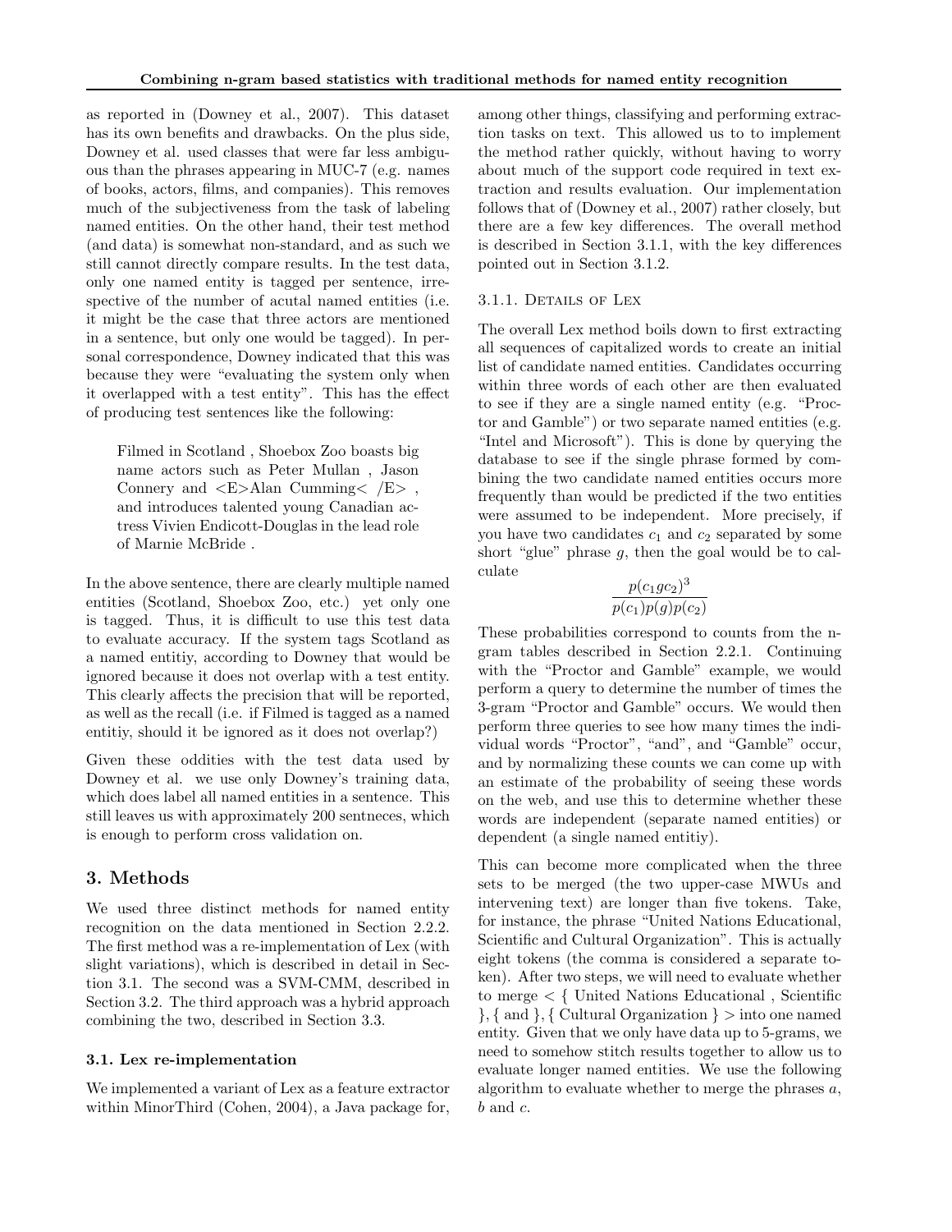as reported in (Downey et al., 2007). This dataset has its own benefits and drawbacks. On the plus side, Downey et al. used classes that were far less ambiguous than the phrases appearing in MUC-7 (e.g. names of books, actors, films, and companies). This removes much of the subjectiveness from the task of labeling named entities. On the other hand, their test method (and data) is somewhat non-standard, and as such we still cannot directly compare results. In the test data, only one named entity is tagged per sentence, irrespective of the number of acutal named entities (i.e. it might be the case that three actors are mentioned in a sentence, but only one would be tagged). In personal correspondence, Downey indicated that this was because they were "evaluating the system only when it overlapped with a test entity". This has the effect of producing test sentences like the following:

> Filmed in Scotland , Shoebox Zoo boasts big name actors such as Peter Mullan , Jason Connery and <E>Alan Cumming< /E> , and introduces talented young Canadian actress Vivien Endicott-Douglas in the lead role of Marnie McBride .

In the above sentence, there are clearly multiple named entities (Scotland, Shoebox Zoo, etc.) yet only one is tagged. Thus, it is difficult to use this test data to evaluate accuracy. If the system tags Scotland as a named entitiy, according to Downey that would be ignored because it does not overlap with a test entity. This clearly affects the precision that will be reported, as well as the recall (i.e. if Filmed is tagged as a named entitiy, should it be ignored as it does not overlap?)

Given these oddities with the test data used by Downey et al. we use only Downey's training data, which does label all named entities in a sentence. This still leaves us with approximately 200 sentneces, which is enough to perform cross validation on.

## 3. Methods

We used three distinct methods for named entity recognition on the data mentioned in Section 2.2.2. The first method was a re-implementation of Lex (with slight variations), which is described in detail in Section 3.1. The second was a SVM-CMM, described in Section 3.2. The third approach was a hybrid approach combining the two, described in Section 3.3.

### 3.1. Lex re-implementation

We implemented a variant of Lex as a feature extractor within MinorThird (Cohen, 2004), a Java package for, among other things, classifying and performing extraction tasks on text. This allowed us to to implement the method rather quickly, without having to worry about much of the support code required in text extraction and results evaluation. Our implementation follows that of (Downey et al., 2007) rather closely, but there are a few key differences. The overall method is described in Section 3.1.1, with the key differences pointed out in Section 3.1.2.

#### 3.1.1. Details of Lex

The overall Lex method boils down to first extracting all sequences of capitalized words to create an initial list of candidate named entities. Candidates occurring within three words of each other are then evaluated to see if they are a single named entity (e.g. "Proctor and Gamble") or two separate named entities (e.g. "Intel and Microsoft"). This is done by querying the database to see if the single phrase formed by combining the two candidate named entities occurs more frequently than would be predicted if the two entities were assumed to be independent. More precisely, if you have two candidates $c_1$ and $c_2$ separated by some short "glue" phrase $g$, then the goal would be to calculate

$$\frac{p(c_1 g c_2)^3}{p(c_1)p(g)p(c_2)}$$

These probabilities correspond to counts from the n-gram tables described in Section 2.2.1. Continuing with the "Proctor and Gamble" example, we would perform a query to determine the number of times the 3-gram "Proctor and Gamble" occurs. We would then perform three queries to see how many times the individual words "Proctor", "and", and "Gamble" occur, and by normalizing these counts we can come up with an estimate of the probability of seeing these words on the web, and use this to determine whether these words are independent (separate named entities) or dependent (a single named entitiy).

This can become more complicated when the three sets to be merged (the two upper-case MWUs and intervening text) are longer than five tokens. Take, for instance, the phrase "United Nations Educational, Scientific and Cultural Organization". This is actually eight tokens (the comma is considered a separate token). After two steps, we will need to evaluate whether to merge < { United Nations Educational , Scientific }, { and }, { Cultural Organization } > into one named entity. Given that we only have data up to 5-grams, we need to somehow stitch results together to allow us to evaluate longer named entities. We use the following algorithm to evaluate whether to merge the phrases $a$, $b$ and $c$.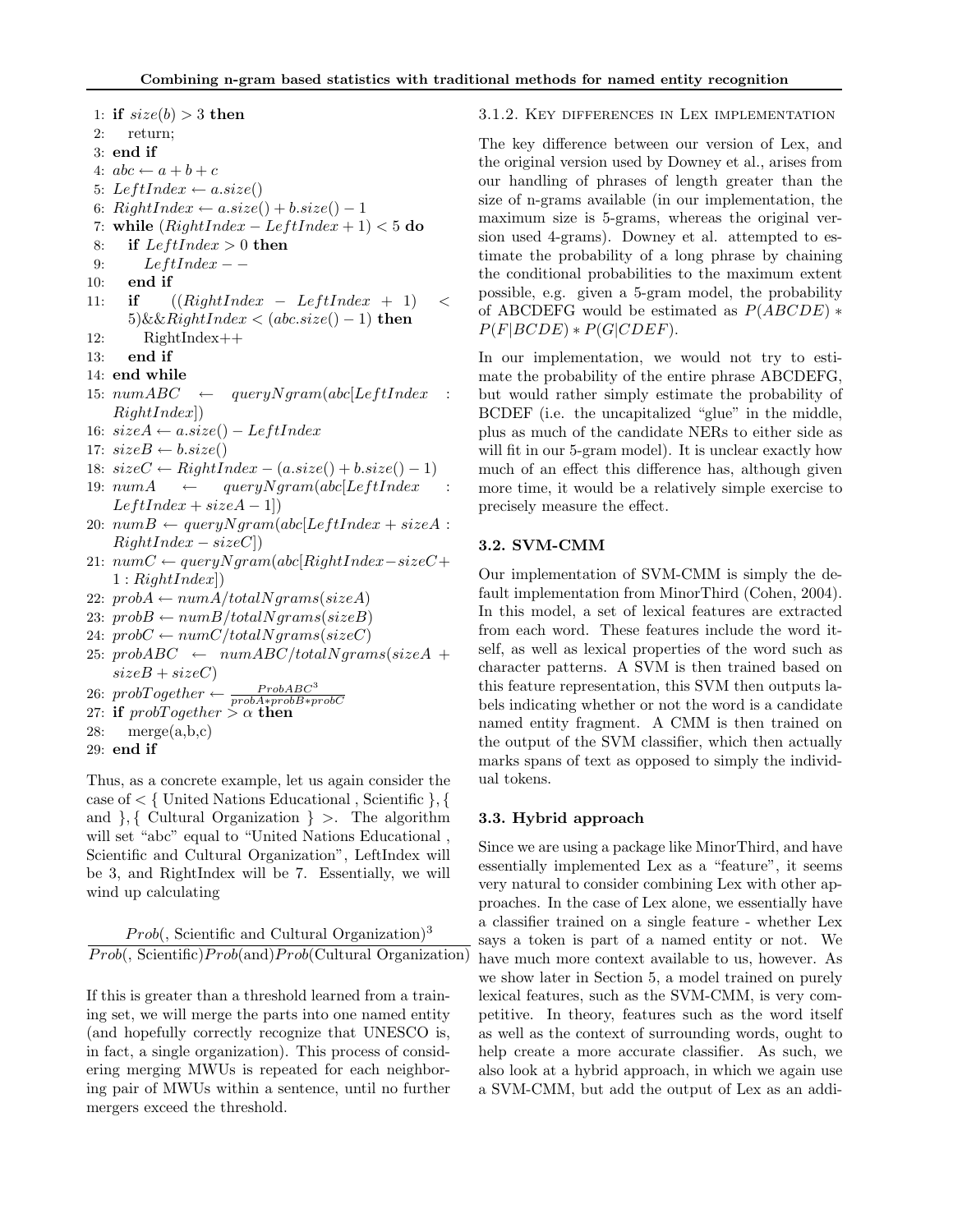1: **if** $size(b) > 3$ **then**
2: return;
3: **end if**
4: $abc \leftarrow a + b + c$
5: $LeftIndex \leftarrow a.size()$
6: $RightIndex \leftarrow a.size() + b.size() - 1$
7: **while** $(RightIndex - LeftIndex + 1) < 5$ **do**
8: **if** $LeftIndex > 0$ **then**
9: $LeftIndex - -$
10: **end if**
11: **if** $((RightIndex - LeftIndex + 1) < 5) \&\& RightIndex < (abc.size() - 1)$ **then**
12: RightIndex++
13: **end if**
14: **end while**
15: $numABC \leftarrow queryNgram(abc[LeftIndex : RightIndex])$
16: $sizeA \leftarrow a.size() - LeftIndex$
17: $sizeB \leftarrow b.size()$
18: $sizeC \leftarrow RightIndex - (a.size() + b.size() - 1)$
19: $numA \leftarrow queryNgram(abc[LeftIndex : LeftIndex + sizeA - 1])$
20: $numB \leftarrow queryNgram(abc[LeftIndex + sizeA : RightIndex - sizeC])$
21: $numC \leftarrow queryNgram(abc[RightIndex - sizeC + 1 : RightIndex])$
22: $probA \leftarrow numA/totalNgrams(sizeA)$
23: $probB \leftarrow numB/totalNgrams(sizeB)$
24: $probC \leftarrow numC/totalNgrams(sizeC)$
25: $probABC \leftarrow numABC/totalNgrams(sizeA + sizeB + sizeC)$
26: $probTogether \leftarrow \frac{ProbABC^3}{probA * probB * probC}$
27: **if** $probTogether > \alpha$ **then**
28: merge(a,b,c)
29: **end if**

Thus, as a concrete example, let us again consider the case of < { United Nations Educational , Scientific }, { and }, { Cultural Organization } >. The algorithm will set "abc" equal to "United Nations Educational , Scientific and Cultural Organization", LeftIndex will be 3, and RightIndex will be 7. Essentially, we will wind up calculating

$$\frac{Prob(\text{, Scientific and Cultural Organization})^3}{Prob(\text{, Scientific})Prob(\text{and})Prob(\text{Cultural Organization})}$$

If this is greater than a threshold learned from a training set, we will merge the parts into one named entity (and hopefully correctly recognize that UNESCO is, in fact, a single organization). This process of considering merging MWUs is repeated for each neighboring pair of MWUs within a sentence, until no further mergers exceed the threshold.

#### 3.1.2. Key differences in Lex implementation

The key difference between our version of Lex, and the original version used by Downey et al., arises from our handling of phrases of length greater than the size of n-grams available (in our implementation, the maximum size is 5-grams, whereas the original version used 4-grams). Downey et al. attempted to estimate the probability of a long phrase by chaining the conditional probabilities to the maximum extent possible, e.g. given a 5-gram model, the probability of ABCDEFG would be estimated as $P(ABCDE) * P(F|BCDE) * P(G|CDEF)$.

In our implementation, we would not try to estimate the probability of the entire phrase ABCDEFG, but would rather simply estimate the probability of BCDEF (i.e. the uncapitalized "glue" in the middle, plus as much of the candidate NERs to either side as will fit in our 5-gram model). It is unclear exactly how much of an effect this difference has, although given more time, it would be a relatively simple exercise to precisely measure the effect.

### 3.2. SVM-CMM

Our implementation of SVM-CMM is simply the default implementation from MinorThird (Cohen, 2004). In this model, a set of lexical features are extracted from each word. These features include the word itself, as well as lexical properties of the word such as character patterns. A SVM is then trained based on this feature representation, this SVM then outputs labels indicating whether or not the word is a candidate named entity fragment. A CMM is then trained on the output of the SVM classifier, which then actually marks spans of text as opposed to simply the individual tokens.

### 3.3. Hybrid approach

Since we are using a package like MinorThird, and have essentially implemented Lex as a "feature", it seems very natural to consider combining Lex with other approaches. In the case of Lex alone, we essentially have a classifier trained on a single feature - whether Lex says a token is part of a named entity or not. We have much more context available to us, however. As we show later in Section 5, a model trained on purely lexical features, such as the SVM-CMM, is very competitive. In theory, features such as the word itself as well as the context of surrounding words, ought to help create a more accurate classifier. As such, we also look at a hybrid approach, in which we again use a SVM-CMM, but add the output of Lex as an addi-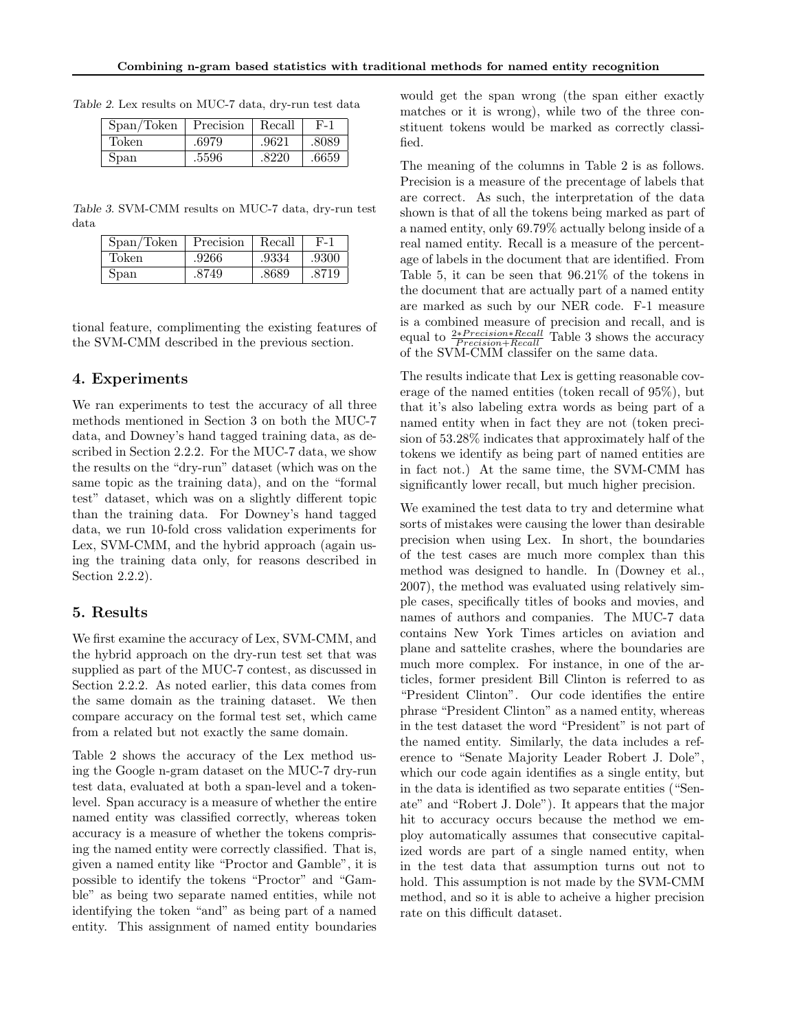Table 2. Lex results on MUC-7 data, dry-run test data

| Span/Token | Precision | Recall | F-1 |
|---|---|---|---|
| Token | .6979 | .9621 | .8089 |
| Span | .5596 | .8220 | .6659 |

Table 3. SVM-CMM results on MUC-7 data, dry-run test data

| Span/Token | Precision | Recall | F-1 |
|---|---|---|---|
| Token | .9266 | .9334 | .9300 |
| Span | .8749 | .8689 | .8719 |

tional feature, complimenting the existing features of the SVM-CMM described in the previous section.

## 4. Experiments

We ran experiments to test the accuracy of all three methods mentioned in Section 3 on both the MUC-7 data, and Downey's hand tagged training data, as described in Section 2.2.2. For the MUC-7 data, we show the results on the "dry-run" dataset (which was on the same topic as the training data), and on the "formal test" dataset, which was on a slightly different topic than the training data. For Downey's hand tagged data, we run 10-fold cross validation experiments for Lex, SVM-CMM, and the hybrid approach (again using the training data only, for reasons described in Section 2.2.2).

## 5. Results

We first examine the accuracy of Lex, SVM-CMM, and the hybrid approach on the dry-run test set that was supplied as part of the MUC-7 contest, as discussed in Section 2.2.2. As noted earlier, this data comes from the same domain as the training dataset. We then compare accuracy on the formal test set, which came from a related but not exactly the same domain.

Table 2 shows the accuracy of the Lex method using the Google n-gram dataset on the MUC-7 dry-run test data, evaluated at both a span-level and a token-level. Span accuracy is a measure of whether the entire named entity was classified correctly, whereas token accuracy is a measure of whether the tokens comprising the named entity were correctly classified. That is, given a named entity like "Proctor and Gamble", it is possible to identify the tokens "Proctor" and "Gamble" as being two separate named entities, while not identifying the token "and" as being part of a named entity. This assignment of named entity boundaries would get the span wrong (the span either exactly matches or it is wrong), while two of the three constituent tokens would be marked as correctly classified.

The meaning of the columns in Table 2 is as follows. Precision is a measure of the precentage of labels that are correct. As such, the interpretation of the data shown is that of all the tokens being marked as part of a named entity, only 69.79% actually belong inside of a real named entity. Recall is a measure of the percentage of labels in the document that are identified. From Table 5, it can be seen that 96.21% of the tokens in the document that are actually part of a named entity are marked as such by our NER code. F-1 measure is a combined measure of precision and recall, and is equal to $\frac{2*Precision*Recall}{Precision+Recall}$ Table 3 shows the accuracy of the SVM-CMM classifer on the same data.

The results indicate that Lex is getting reasonable coverage of the named entities (token recall of 95%), but that it's also labeling extra words as being part of a named entity when in fact they are not (token precision of 53.28% indicates that approximately half of the tokens we identify as being part of named entities are in fact not.) At the same time, the SVM-CMM has significantly lower recall, but much higher precision.

We examined the test data to try and determine what sorts of mistakes were causing the lower than desirable precision when using Lex. In short, the boundaries of the test cases are much more complex than this method was designed to handle. In (Downey et al., 2007), the method was evaluated using relatively simple cases, specifically titles of books and movies, and names of authors and companies. The MUC-7 data contains New York Times articles on aviation and plane and sattelite crashes, where the boundaries are much more complex. For instance, in one of the articles, former president Bill Clinton is referred to as "President Clinton". Our code identifies the entire phrase "President Clinton" as a named entity, whereas in the test dataset the word "President" is not part of the named entity. Similarly, the data includes a reference to "Senate Majority Leader Robert J. Dole", which our code again identifies as a single entity, but in the data is identified as two separate entities ("Senate" and "Robert J. Dole"). It appears that the major hit to accuracy occurs because the method we employ automatically assumes that consecutive capitalized words are part of a single named entity, when in the test data that assumption turns out not to hold. This assumption is not made by the SVM-CMM method, and so it is able to acheive a higher precision rate on this difficult dataset.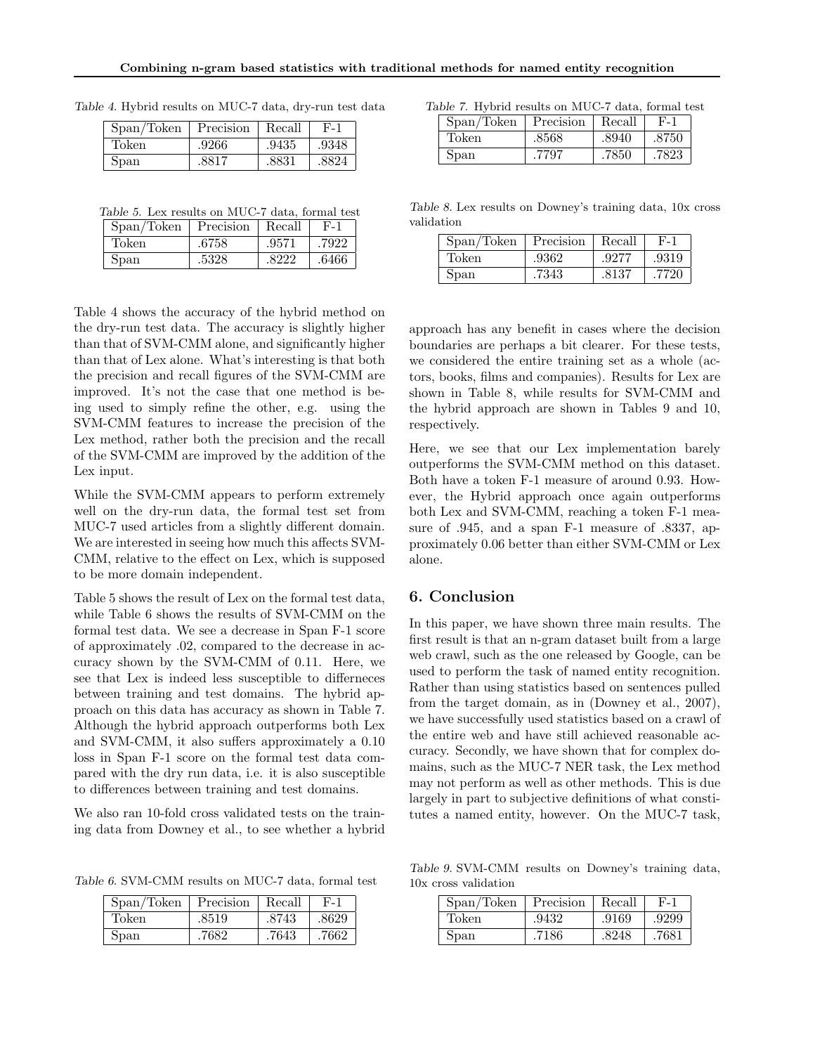Table 4. Hybrid results on MUC-7 data, dry-run test data

| Span/Token | Precision | Recall | F-1 |
|---|---|---|---|
| Token | .9266 | .9435 | .9348 |
| Span | .8817 | .8831 | .8824 |

Table 5. Lex results on MUC-7 data, formal test

| Span/Token | Precision | Recall | F-1 |
|---|---|---|---|
| Token | .6758 | .9571 | .7922 |
| Span | .5328 | .8222 | .6466 |

Table 4 shows the accuracy of the hybrid method on the dry-run test data. The accuracy is slightly higher than that of SVM-CMM alone, and significantly higher than that of Lex alone. What's interesting is that both the precision and recall figures of the SVM-CMM are improved. It's not the case that one method is being used to simply refine the other, e.g. using the SVM-CMM features to increase the precision of the Lex method, rather both the precision and the recall of the SVM-CMM are improved by the addition of the Lex input.

While the SVM-CMM appears to perform extremely well on the dry-run data, the formal test set from MUC-7 used articles from a slightly different domain. We are interested in seeing how much this affects SVM-CMM, relative to the effect on Lex, which is supposed to be more domain independent.

Table 5 shows the result of Lex on the formal test data, while Table 6 shows the results of SVM-CMM on the formal test data. We see a decrease in Span F-1 score of approximately .02, compared to the decrease in accuracy shown by the SVM-CMM of 0.11. Here, we see that Lex is indeed less susceptible to differneces between training and test domains. The hybrid approach on this data has accuracy as shown in Table 7. Although the hybrid approach outperforms both Lex and SVM-CMM, it also suffers approximately a 0.10 loss in Span F-1 score on the formal test data compared with the dry run data, i.e. it is also susceptible to differences between training and test domains.

We also ran 10-fold cross validated tests on the training data from Downey et al., to see whether a hybrid approach has any benefit in cases where the decision boundaries are perhaps a bit clearer. For these tests, we considered the entire training set as a whole (actors, books, films and companies). Results for Lex are shown in Table 8, while results for SVM-CMM and the hybrid approach are shown in Tables 9 and 10, respectively.

Table 6. SVM-CMM results on MUC-7 data, formal test

| Span/Token | Precision | Recall | F-1 |
|---|---|---|---|
| Token | .8519 | .8743 | .8629 |
| Span | .7682 | .7643 | .7662 |

Table 7. Hybrid results on MUC-7 data, formal test

| Span/Token | Precision | Recall | F-1 |
|---|---|---|---|
| Token | .8568 | .8940 | .8750 |
| Span | .7797 | .7850 | .7823 |

Table 8. Lex results on Downey's training data, 10x cross validation

| Span/Token | Precision | Recall | F-1 |
|---|---|---|---|
| Token | .9362 | .9277 | .9319 |
| Span | .7343 | .8137 | .7720 |

Here, we see that our Lex implementation barely outperforms the SVM-CMM method on this dataset. Both have a token F-1 measure of around 0.93. However, the Hybrid approach once again outperforms both Lex and SVM-CMM, reaching a token F-1 measure of .945, and a span F-1 measure of .8337, approximately 0.06 better than either SVM-CMM or Lex alone.

## 6. Conclusion

In this paper, we have shown three main results. The first result is that an n-gram dataset built from a large web crawl, such as the one released by Google, can be used to perform the task of named entity recognition. Rather than using statistics based on sentences pulled from the target domain, as in (Downey et al., 2007), we have successfully used statistics based on a crawl of the entire web and have still achieved reasonable accuracy. Secondly, we have shown that for complex domains, such as the MUC-7 NER task, the Lex method may not perform as well as other methods. This is due largely in part to subjective definitions of what constitutes a named entity, however. On the MUC-7 task,

Table 9. SVM-CMM results on Downey's training data, 10x cross validation

| Span/Token | Precision | Recall | F-1 |
|---|---|---|---|
| Token | .9432 | .9169 | .9299 |
| Span | .7186 | .8248 | .7681 |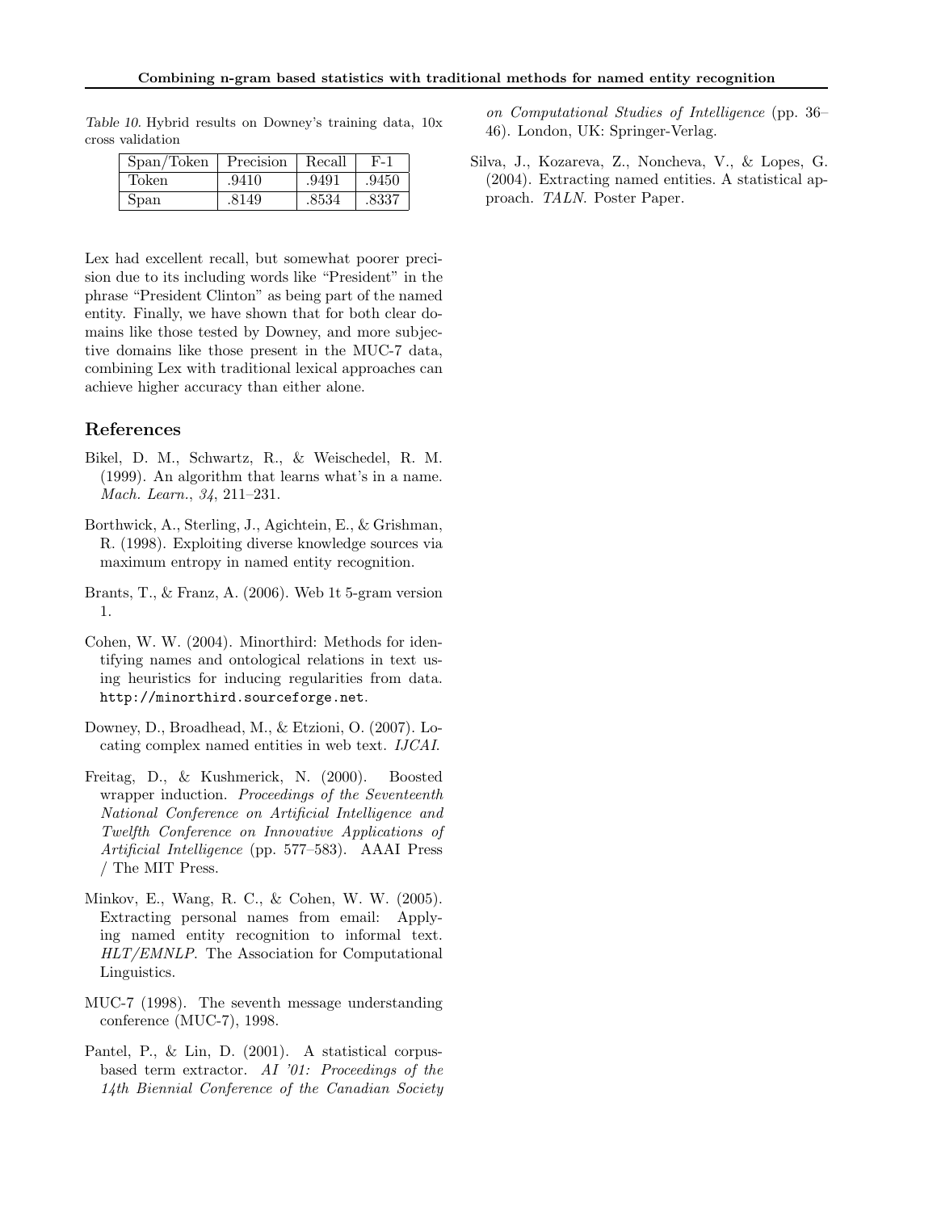*Table 10.* Hybrid results on Downey's training data, 10x cross validation

| Span/Token | Precision | Recall | F-1 |
|---|---|---|---|
| Token | .9410 | .9491 | .9450 |
| Span | .8149 | .8534 | .8337 |

Lex had excellent recall, but somewhat poorer precision due to its including words like "President" in the phrase "President Clinton" as being part of the named entity. Finally, we have shown that for both clear domains like those tested by Downey, and more subjective domains like those present in the MUC-7 data, combining Lex with traditional lexical approaches can achieve higher accuracy than either alone.

## References

Bikel, D. M., Schwartz, R., & Weischedel, R. M. (1999). An algorithm that learns what's in a name. *Mach. Learn.*, *34*, 211–231.

Borthwick, A., Sterling, J., Agichtein, E., & Grishman, R. (1998). Exploiting diverse knowledge sources via maximum entropy in named entity recognition.

Brants, T., & Franz, A. (2006). Web 1t 5-gram version 1.

Cohen, W. W. (2004). Minorthird: Methods for identifying names and ontological relations in text using heuristics for inducing regularities from data. `http://minorthird.sourceforge.net`.

Downey, D., Broadhead, M., & Etzioni, O. (2007). Locating complex named entities in web text. *IJCAI*.

Freitag, D., & Kushmerick, N. (2000). Boosted wrapper induction. *Proceedings of the Seventeenth National Conference on Artificial Intelligence and Twelfth Conference on Innovative Applications of Artificial Intelligence* (pp. 577–583). AAAI Press / The MIT Press.

Minkov, E., Wang, R. C., & Cohen, W. W. (2005). Extracting personal names from email: Applying named entity recognition to informal text. *HLT/EMNLP*. The Association for Computational Linguistics.

MUC-7 (1998). The seventh message understanding conference (MUC-7), 1998.

Pantel, P., & Lin, D. (2001). A statistical corpus-based term extractor. *AI '01: Proceedings of the 14th Biennial Conference of the Canadian Society on Computational Studies of Intelligence* (pp. 36–46). London, UK: Springer-Verlag.

Silva, J., Kozareva, Z., Noncheva, V., & Lopes, G. (2004). Extracting named entities. A statistical approach. *TALN*. Poster Paper.